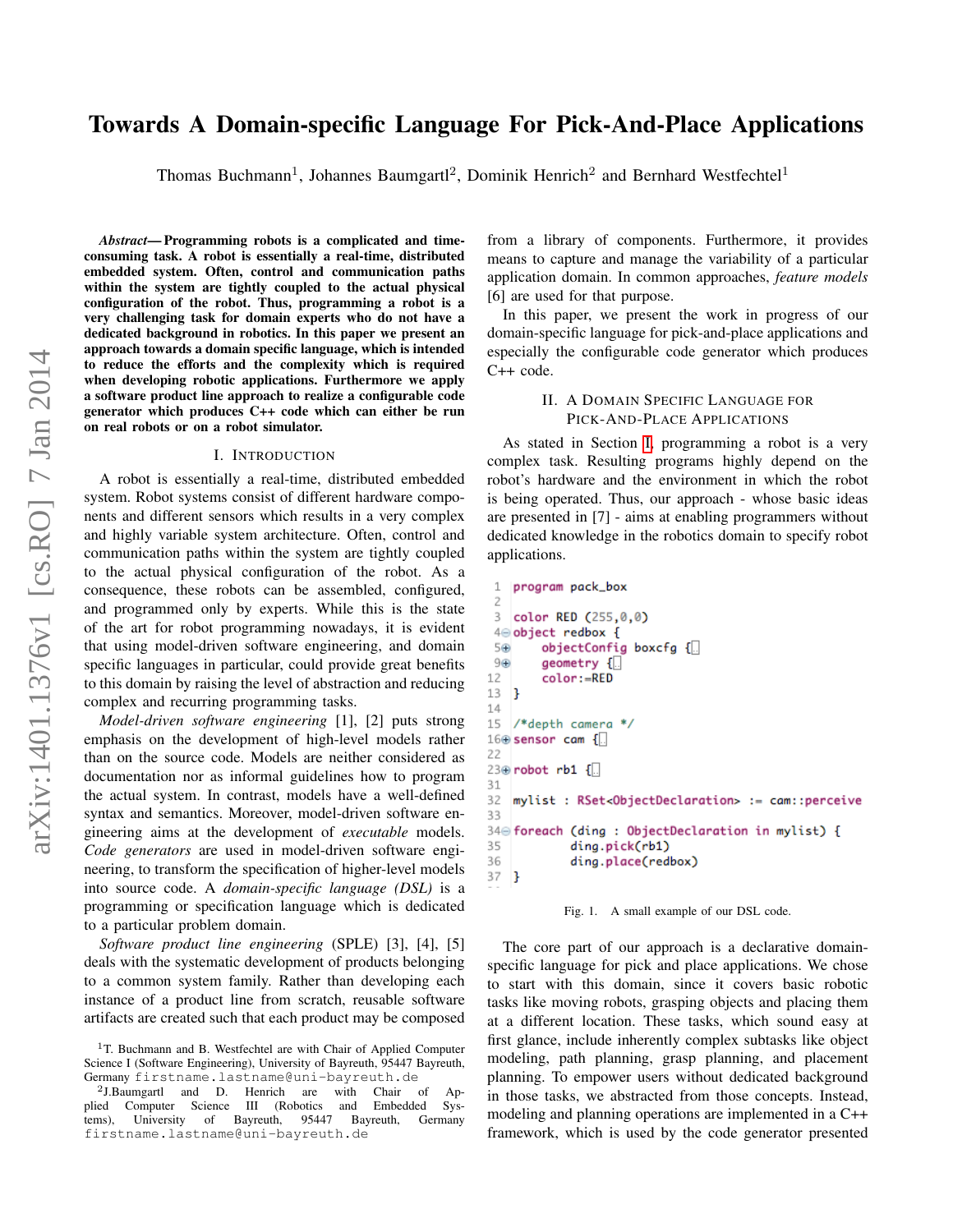# Towards A Domain-specific Language For Pick-And-Place Applications

Thomas Buchmann[1], Johannes Baumgartl[2], Dominik Henrich[2] and Bernhard Westfechtel[1]

***Abstract*— Programming robots is a complicated and time-consuming task. A robot is essentially a real-time, distributed embedded system. Often, control and communication paths within the system are tightly coupled to the actual physical configuration of the robot. Thus, programming a robot is a very challenging task for domain experts who do not have a dedicated background in robotics. In this paper we present an approach towards a domain specific language, which is intended to reduce the efforts and the complexity which is required when developing robotic applications. Furthermore we apply a software product line approach to realize a configurable code generator which produces C++ code which can either be run on real robots or on a robot simulator.**

## I. Introduction

A robot is essentially a real-time, distributed embedded system. Robot systems consist of different hardware components and different sensors which results in a very complex and highly variable system architecture. Often, control and communication paths within the system are tightly coupled to the actual physical configuration of the robot. As a consequence, these robots can be assembled, configured, and programmed only by experts. While this is the state of the art for robot programming nowadays, it is evident that using model-driven software engineering, and domain specific languages in particular, could provide great benefits to this domain by raising the level of abstraction and reducing complex and recurring programming tasks.

*Model-driven software engineering* [1], [2] puts strong emphasis on the development of high-level models rather than on the source code. Models are neither considered as documentation nor as informal guidelines how to program the actual system. In contrast, models have a well-defined syntax and semantics. Moreover, model-driven software engineering aims at the development of *executable* models. *Code generators* are used in model-driven software engineering, to transform the specification of higher-level models into source code. A *domain-specific language (DSL)* is a programming or specification language which is dedicated to a particular problem domain.

*Software product line engineering* (SPLE) [3], [4], [5] deals with the systematic development of products belonging to a common system family. Rather than developing each instance of a product line from scratch, reusable software artifacts are created such that each product may be composed from a library of components. Furthermore, it provides means to capture and manage the variability of a particular application domain. In common approaches, *feature models* [6] are used for that purpose.

In this paper, we present the work in progress of our domain-specific language for pick-and-place applications and especially the configurable code generator which produces C++ code.

## II. A Domain Specific Language for Pick-And-Place Applications

As stated in Section I, programming a robot is a very complex task. Resulting programs highly depend on the robot's hardware and the environment in which the robot is being operated. Thus, our approach - whose basic ideas are presented in [7] - aims at enabling programmers without dedicated knowledge in the robotics domain to specify robot applications.

```
1  program pack_box
2
3  color RED (255,0,0)
4⊖ object redbox {
5⊕     objectConfig boxcfg {…
9⊕     geometry {…
12     color:=RED
13 }
14
15 /*depth camera */
16⊕ sensor cam {…
22
23⊕ robot rb1 {…
31
32 mylist : RSet<ObjectDeclaration> := cam::perceive
33
34⊖ foreach (ding : ObjectDeclaration in mylist) {
35         ding.pick(rb1)
36         ding.place(redbox)
37 }
```

Fig. 1. A small example of our DSL code.

The core part of our approach is a declarative domain-specific language for pick and place applications. We chose to start with this domain, since it covers basic robotic tasks like moving robots, grasping objects and placing them at a different location. These tasks, which sound easy at first glance, include inherently complex subtasks like object modeling, path planning, grasp planning, and placement planning. To empower users without dedicated background in those tasks, we abstracted from those concepts. Instead, modeling and planning operations are implemented in a C++ framework, which is used by the code generator presented

[1]T. Buchmann and B. Westfechtel are with Chair of Applied Computer Science I (Software Engineering), University of Bayreuth, 95447 Bayreuth, Germany firstname.lastname@uni-bayreuth.de

[2]J.Baumgartl and D. Henrich are with Chair of Applied Computer Science III (Robotics and Embedded Systems), University of Bayreuth, 95447 Bayreuth, Germany firstname.lastname@uni-bayreuth.de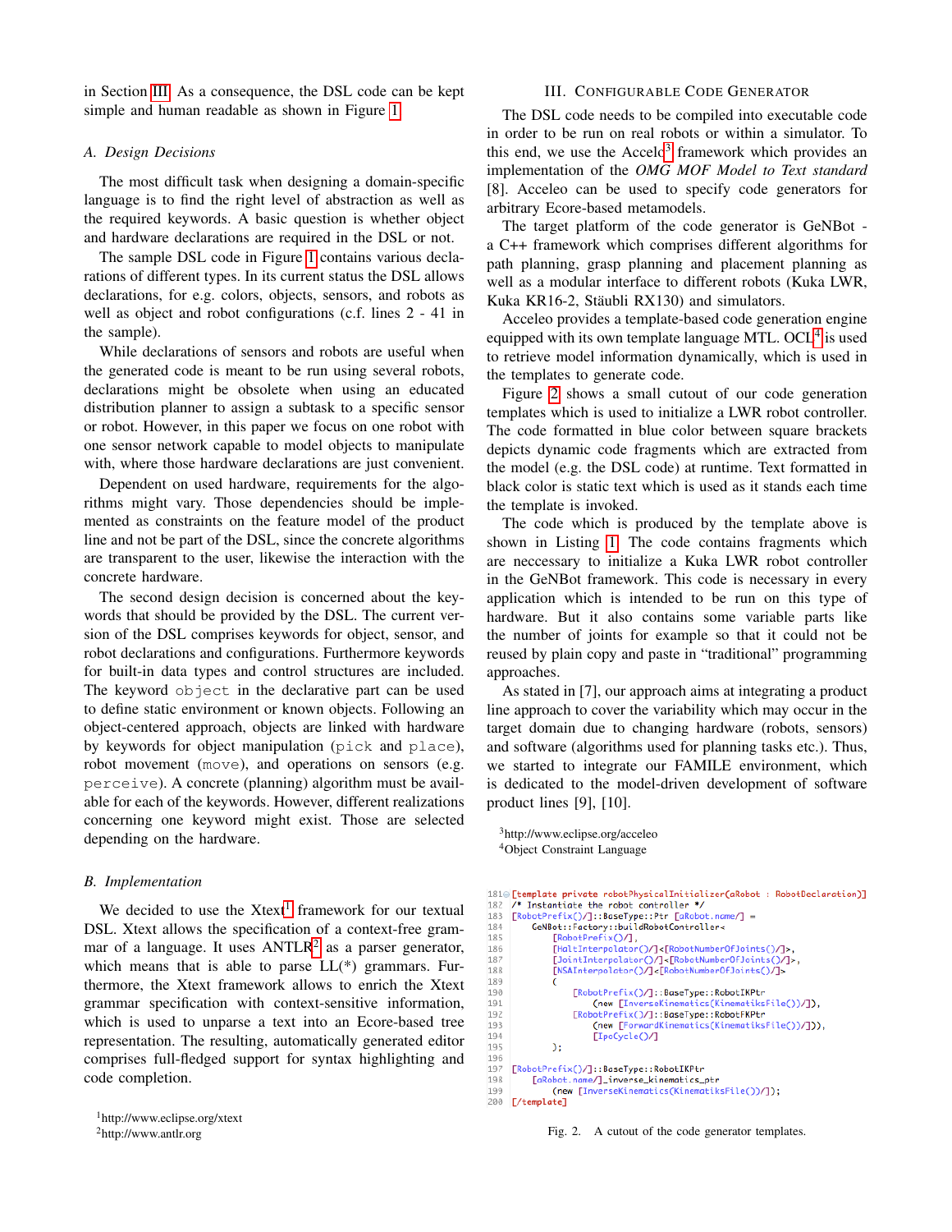in Section III. As a consequence, the DSL code can be kept simple and human readable as shown in Figure 1.

### A. Design Decisions

The most difficult task when designing a domain-specific language is to find the right level of abstraction as well as the required keywords. A basic question is whether object and hardware declarations are required in the DSL or not.

The sample DSL code in Figure 1 contains various declarations of different types. In its current status the DSL allows declarations, for e.g. colors, objects, sensors, and robots as well as object and robot configurations (c.f. lines 2 - 41 in the sample).

While declarations of sensors and robots are useful when the generated code is meant to be run using several robots, declarations might be obsolete when using an educated distribution planner to assign a subtask to a specific sensor or robot. However, in this paper we focus on one robot with one sensor network capable to model objects to manipulate with, where those hardware declarations are just convenient.

Dependent on used hardware, requirements for the algorithms might vary. Those dependencies should be implemented as constraints on the feature model of the product line and not be part of the DSL, since the concrete algorithms are transparent to the user, likewise the interaction with the concrete hardware.

The second design decision is concerned about the keywords that should be provided by the DSL. The current version of the DSL comprises keywords for object, sensor, and robot declarations and configurations. Furthermore keywords for built-in data types and control structures are included. The keyword `object` in the declarative part can be used to define static environment or known objects. Following an object-centered approach, objects are linked with hardware by keywords for object manipulation (`pick` and `place`), robot movement (`move`), and operations on sensors (e.g. `perceive`). A concrete (planning) algorithm must be available for each of the keywords. However, different realizations concerning one keyword might exist. Those are selected depending on the hardware.

### B. Implementation

We decided to use the Xtext[1] framework for our textual DSL. Xtext allows the specification of a context-free grammar of a language. It uses ANTLR[2] as a parser generator, which means that is able to parse LL(*) grammars. Furthermore, the Xtext framework allows to enrich the Xtext grammar specification with context-sensitive information, which is used to unparse a text into an Ecore-based tree representation. The resulting, automatically generated editor comprises full-fledged support for syntax highlighting and code completion.

[1]http://www.eclipse.org/xtext

[2]http://www.antlr.org

## III. Configurable Code Generator

The DSL code needs to be compiled into executable code in order to be run on real robots or within a simulator. To this end, we use the Acceleo[3] framework which provides an implementation of the *OMG MOF Model to Text standard* [8]. Acceleo can be used to specify code generators for arbitrary Ecore-based metamodels.

The target platform of the code generator is GeNBot - a C++ framework which comprises different algorithms for path planning, grasp planning and placement planning as well as a modular interface to different robots (Kuka LWR, Kuka KR16-2, Stäubli RX130) and simulators.

Acceleo provides a template-based code generation engine equipped with its own template language MTL. OCL[4] is used to retrieve model information dynamically, which is used in the templates to generate code.

Figure 2 shows a small cutout of our code generation templates which is used to initialize a LWR robot controller. The code formatted in blue color between square brackets depicts dynamic code fragments which are extracted from the model (e.g. the DSL code) at runtime. Text formatted in black color is static text which is used as it stands each time the template is invoked.

The code which is produced by the template above is shown in Listing 1. The code contains fragments which are neccessary to initialize a Kuka LWR robot controller in the GeNBot framework. This code is necessary in every application which is intended to be run on this type of hardware. But it also contains some variable parts like the number of joints for example so that it could not be reused by plain copy and paste in "traditional" programming approaches.

As stated in [7], our approach aims at integrating a product line approach to cover the variability which may occur in the target domain due to changing hardware (robots, sensors) and software (algorithms used for planning tasks etc.). Thus, we started to integrate our FAMILE environment, which is dedicated to the model-driven development of software product lines [9], [10].

[3]http://www.eclipse.org/acceleo

[4]Object Constraint Language

```
181 [template private robotPhysicalInitializer(aRobot : RobotDeclaration)]
182 /* Instantiate the robot controller */
183 [RobotPrefix()/]::BaseType::Ptr [aRobot.name/] =
184     GeNBot::Factory::buildRobotController<
185         [RobotPrefix()/],
186         [HaltInterpolator()/]<[RobotNumberOfJoints()/]>,
187         [JointInterpolator()/]<[RobotNumberOfJoints()/]>,
188         [NSAInterpolator()/]<[RobotNumberOfJoints()/]>
189         (
190             [RobotPrefix()/]::BaseType::RobotIKPtr
191                 (new [InverseKinematics(KinematiksFile())/]),
192             [RobotPrefix()/]::BaseType::RobotFKPtr
193                 (new [ForwardKinematics(KinematiksFile())/])),
194                 [IpoCycle()/]
195         );
196
197 [RobotPrefix()/]::BaseType::RobotIKPtr
198     [aRobot.name/]_inverse_kinematics_ptr
199         (new [InverseKinematics(KinematiksFile())/]);
200 [/template]
```

Fig. 2. A cutout of the code generator templates.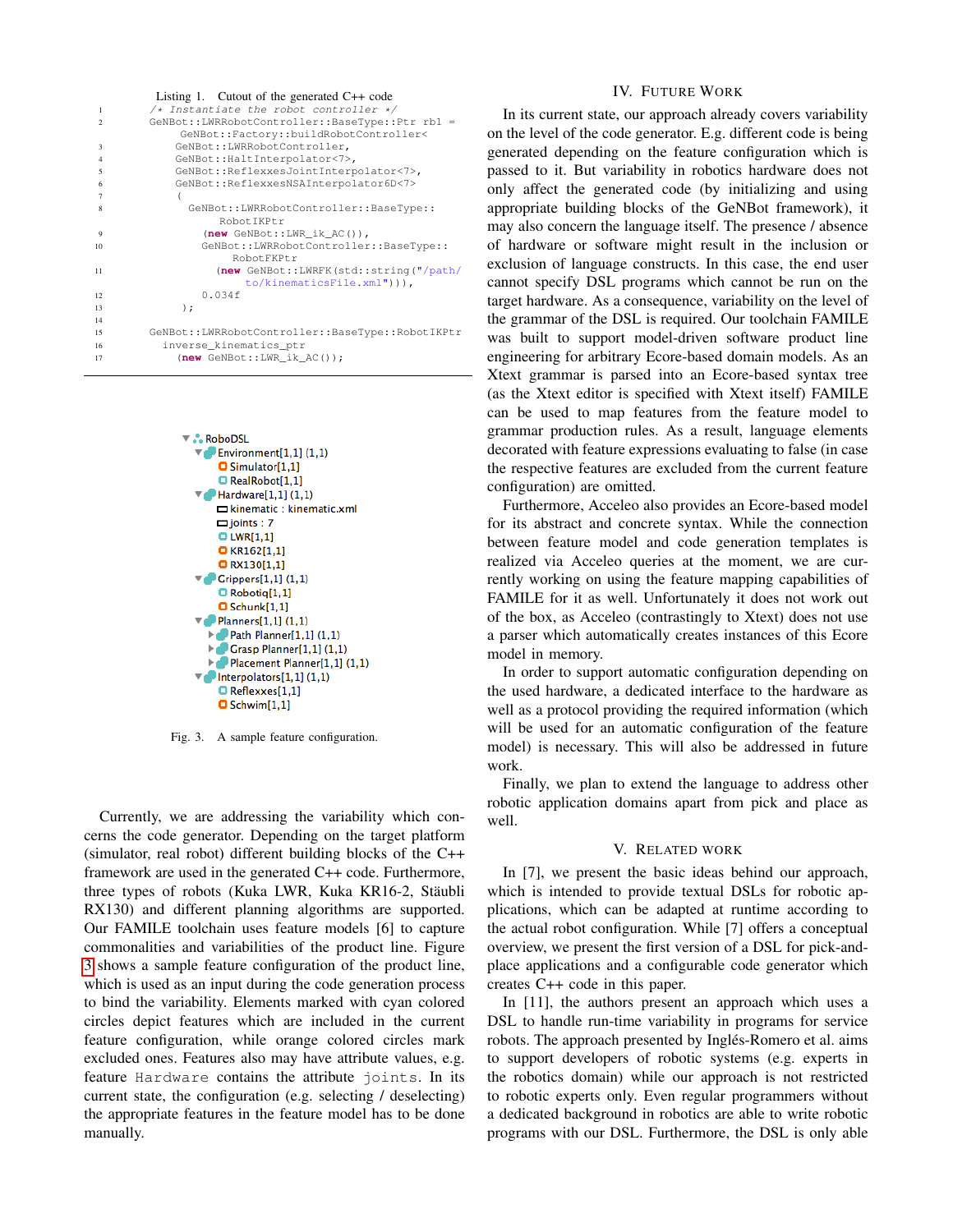Listing 1. Cutout of the generated C++ code

```
/* Instantiate the robot controller */
GeNBot::LWRRobotController::BaseType::Ptr rbl =
    GeNBot::Factory::buildRobotController<
    GeNBot::LWRRobotController,
    GeNBot::HaltInterpolator<7>,
    GeNBot::ReflexxesJointInterpolator<7>,
    GeNBot::ReflexxesNSAInterpolator6D<7>
    (
      GeNBot::LWRRobotController::BaseType::
          RobotIKPtr
         (new GeNBot::LWR_ik_AC()),
         GeNBot::LWRRobotController::BaseType::
             RobotFKPtr
           (new GeNBot::LWRFK(std::string("/path/
               to/kinematicsFile.xml"))),
         0.034f
    );

GeNBot::LWRRobotController::BaseType::RobotIKPtr
  inverse_kinematics_ptr
    (new GeNBot::LWR_ik_AC());
```

```
▼ RoboDSL
  ▼ Environment[1,1] (1,1)
      Simulator[1,1]
      RealRobot[1,1]
  ▼ Hardware[1,1] (1,1)
      kinematic : kinematic.xml
      joints : 7
      LWR[1,1]
      KR162[1,1]
      RX130[1,1]
  ▼ Grippers[1,1] (1,1)
      Robotiq[1,1]
      Schunk[1,1]
  ▼ Planners[1,1] (1,1)
    ▶ Path Planner[1,1] (1,1)
    ▶ Grasp Planner[1,1] (1,1)
    ▶ Placement Planner[1,1] (1,1)
  ▼ Interpolators[1,1] (1,1)
      Reflexxes[1,1]
      Schwim[1,1]
```

Fig. 3. A sample feature configuration.

Currently, we are addressing the variability which concerns the code generator. Depending on the target platform (simulator, real robot) different building blocks of the C++ framework are used in the generated C++ code. Furthermore, three types of robots (Kuka LWR, Kuka KR16-2, Stäubli RX130) and different planning algorithms are supported. Our FAMILE toolchain uses feature models [6] to capture commonalities and variabilities of the product line. Figure 3 shows a sample feature configuration of the product line, which is used as an input during the code generation process to bind the variability. Elements marked with cyan colored circles depict features which are included in the current feature configuration, while orange colored circles mark excluded ones. Features also may have attribute values, e.g. feature `Hardware` contains the attribute `joints`. In its current state, the configuration (e.g. selecting / deselecting) the appropriate features in the feature model has to be done manually.

## IV. Future Work

In its current state, our approach already covers variability on the level of the code generator. E.g. different code is being generated depending on the feature configuration which is passed to it. But variability in robotics hardware does not only affect the generated code (by initializing and using appropriate building blocks of the GeNBot framework), it may also concern the language itself. The presence / absence of hardware or software might result in the inclusion or exclusion of language constructs. In this case, the end user cannot specify DSL programs which cannot be run on the target hardware. As a consequence, variability on the level of the grammar of the DSL is required. Our toolchain FAMILE was built to support model-driven software product line engineering for arbitrary Ecore-based domain models. As an Xtext grammar is parsed into an Ecore-based syntax tree (as the Xtext editor is specified with Xtext itself) FAMILE can be used to map features from the feature model to grammar production rules. As a result, language elements decorated with feature expressions evaluating to false (in case the respective features are excluded from the current feature configuration) are omitted.

Furthermore, Acceleo also provides an Ecore-based model for its abstract and concrete syntax. While the connection between feature model and code generation templates is realized via Acceleo queries at the moment, we are currently working on using the feature mapping capabilities of FAMILE for it as well. Unfortunately it does not work out of the box, as Acceleo (contrastingly to Xtext) does not use a parser which automatically creates instances of this Ecore model in memory.

In order to support automatic configuration depending on the used hardware, a dedicated interface to the hardware as well as a protocol providing the required information (which will be used for an automatic configuration of the feature model) is necessary. This will also be addressed in future work.

Finally, we plan to extend the language to address other robotic application domains apart from pick and place as well.

## V. Related Work

In [7], we present the basic ideas behind our approach, which is intended to provide textual DSLs for robotic applications, which can be adapted at runtime according to the actual robot configuration. While [7] offers a conceptual overview, we present the first version of a DSL for pick-and-place applications and a configurable code generator which creates C++ code in this paper.

In [11], the authors present an approach which uses a DSL to handle run-time variability in programs for service robots. The approach presented by Inglés-Romero et al. aims to support developers of robotic systems (e.g. experts in the robotics domain) while our approach is not restricted to robotic experts only. Even regular programmers without a dedicated background in robotics are able to write robotic programs with our DSL. Furthermore, the DSL is only able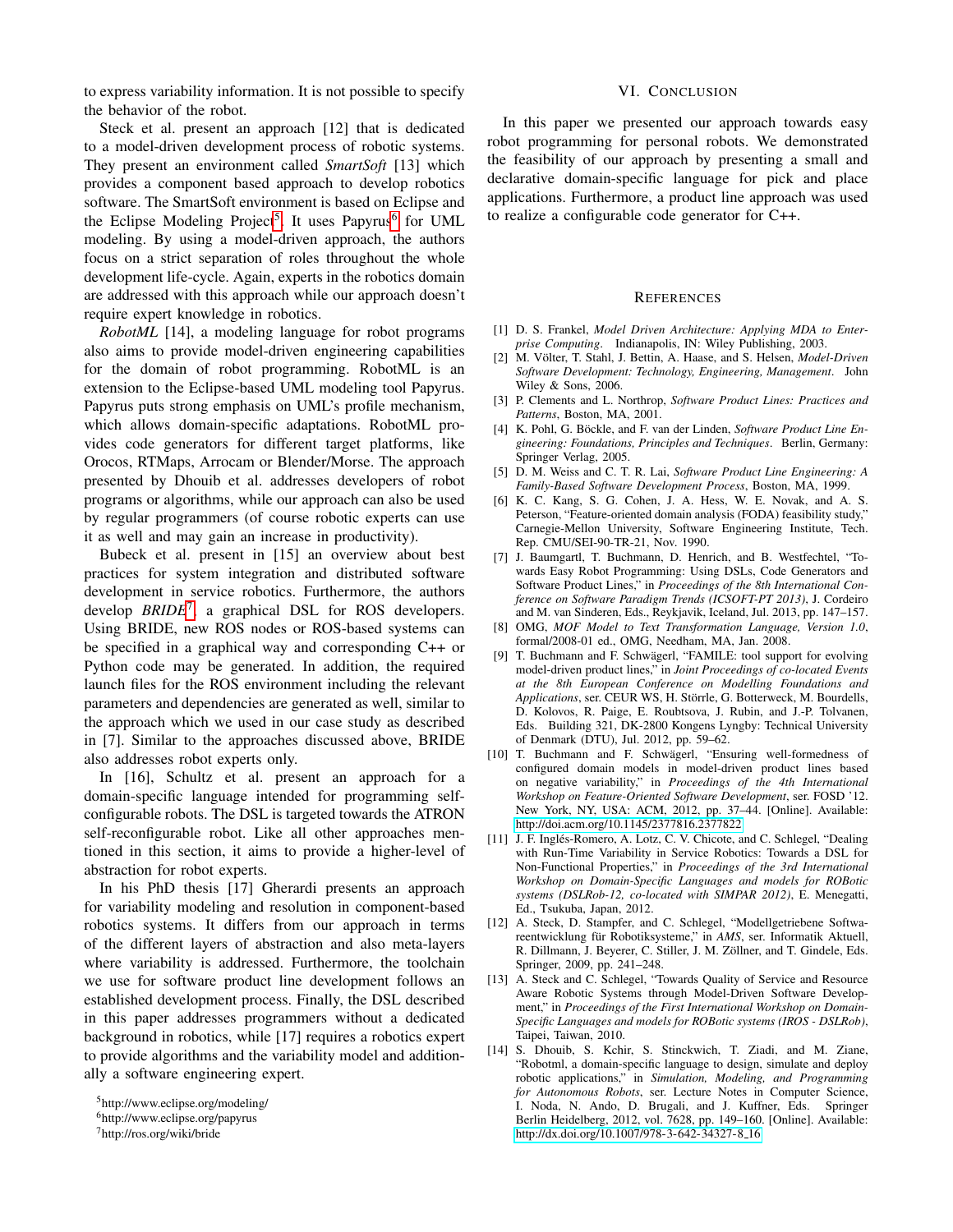to express variability information. It is not possible to specify the behavior of the robot.

Steck et al. present an approach [12] that is dedicated to a model-driven development process of robotic systems. They present an environment called *SmartSoft* [13] which provides a component based approach to develop robotics software. The SmartSoft environment is based on Eclipse and the Eclipse Modeling Project[5]. It uses Papyrus[6] for UML modeling. By using a model-driven approach, the authors focus on a strict separation of roles throughout the whole development life-cycle. Again, experts in the robotics domain are addressed with this approach while our approach doesn't require expert knowledge in robotics.

*RobotML* [14], a modeling language for robot programs also aims to provide model-driven engineering capabilities for the domain of robot programming. RobotML is an extension to the Eclipse-based UML modeling tool Papyrus. Papyrus puts strong emphasis on UML's profile mechanism, which allows domain-specific adaptations. RobotML provides code generators for different target platforms, like Orocos, RTMaps, Arrocam or Blender/Morse. The approach presented by Dhouib et al. addresses developers of robot programs or algorithms, while our approach can also be used by regular programmers (of course robotic experts can use it as well and may gain an increase in productivity).

Bubeck et al. present in [15] an overview about best practices for system integration and distributed software development in service robotics. Furthermore, the authors develop ***BRIDE***[7], a graphical DSL for ROS developers. Using BRIDE, new ROS nodes or ROS-based systems can be specified in a graphical way and corresponding C++ or Python code may be generated. In addition, the required launch files for the ROS environment including the relevant parameters and dependencies are generated as well, similar to the approach which we used in our case study as described in [7]. Similar to the approaches discussed above, BRIDE also addresses robot experts only.

In [16], Schultz et al. present an approach for a domain-specific language intended for programming self-configurable robots. The DSL is targeted towards the ATRON self-reconfigurable robot. Like all other approaches mentioned in this section, it aims to provide a higher-level of abstraction for robot experts.

In his PhD thesis [17] Gherardi presents an approach for variability modeling and resolution in component-based robotics systems. It differs from our approach in terms of the different layers of abstraction and also meta-layers where variability is addressed. Furthermore, the toolchain we use for software product line development follows an established development process. Finally, the DSL described in this paper addresses programmers without a dedicated background in robotics, while [17] requires a robotics expert to provide algorithms and the variability model and additionally a software engineering expert.

[5]http://www.eclipse.org/modeling/

[6]http://www.eclipse.org/papyrus

[7]http://ros.org/wiki/bride

## VI. Conclusion

In this paper we presented our approach towards easy robot programming for personal robots. We demonstrated the feasibility of our approach by presenting a small and declarative domain-specific language for pick and place applications. Furthermore, a product line approach was used to realize a configurable code generator for C++.

## References

- [1] D. S. Frankel, *Model Driven Architecture: Applying MDA to Enterprise Computing*. Indianapolis, IN: Wiley Publishing, 2003.
- [2] M. Völter, T. Stahl, J. Bettin, A. Haase, and S. Helsen, *Model-Driven Software Development: Technology, Engineering, Management*. John Wiley & Sons, 2006.
- [3] P. Clements and L. Northrop, *Software Product Lines: Practices and Patterns*, Boston, MA, 2001.
- [4] K. Pohl, G. Böckle, and F. van der Linden, *Software Product Line Engineering: Foundations, Principles and Techniques*. Berlin, Germany: Springer Verlag, 2005.
- [5] D. M. Weiss and C. T. R. Lai, *Software Product Line Engineering: A Family-Based Software Development Process*, Boston, MA, 1999.
- [6] K. C. Kang, S. G. Cohen, J. A. Hess, W. E. Novak, and A. S. Peterson, "Feature-oriented domain analysis (FODA) feasibility study," Carnegie-Mellon University, Software Engineering Institute, Tech. Rep. CMU/SEI-90-TR-21, Nov. 1990.
- [7] J. Baumgartl, T. Buchmann, D. Henrich, and B. Westfechtel, "Towards Easy Robot Programming: Using DSLs, Code Generators and Software Product Lines," in *Proceedings of the 8th International Conference on Software Paradigm Trends (ICSOFT-PT 2013)*, J. Cordeiro and M. van Sinderen, Eds., Reykjavik, Iceland, Jul. 2013, pp. 147–157.
- [8] OMG, *MOF Model to Text Transformation Language, Version 1.0*, formal/2008-01 ed., OMG, Needham, MA, Jan. 2008.
- [9] T. Buchmann and F. Schwägerl, "FAMILE: tool support for evolving model-driven product lines," in *Joint Proceedings of co-located Events at the 8th European Conference on Modelling Foundations and Applications*, ser. CEUR WS, H. Störrle, G. Botterweck, M. Bourdells, D. Kolovos, R. Paige, E. Roubtsova, J. Rubin, and J.-P. Tolvanen, Eds. Building 321, DK-2800 Kongens Lyngby: Technical University of Denmark (DTU), Jul. 2012, pp. 59–62.
- [10] T. Buchmann and F. Schwägerl, "Ensuring well-formedness of configured domain models in model-driven product lines based on negative variability," in *Proceedings of the 4th International Workshop on Feature-Oriented Software Development*, ser. FOSD '12. New York, NY, USA: ACM, 2012, pp. 37–44. [Online]. Available: http://doi.acm.org/10.1145/2377816.2377822
- [11] J. F. Inglés-Romero, A. Lotz, C. V. Chicote, and C. Schlegel, "Dealing with Run-Time Variability in Service Robotics: Towards a DSL for Non-Functional Properties," in *Proceedings of the 3rd International Workshop on Domain-Specific Languages and models for ROBotic systems (DSLRob-12, co-located with SIMPAR 2012)*, E. Menegatti, Ed., Tsukuba, Japan, 2012.
- [12] A. Steck, D. Stampfer, and C. Schlegel, "Modellgetriebene Softwareentwicklung für Robotiksysteme," in *AMS*, ser. Informatik Aktuell, R. Dillmann, J. Beyerer, C. Stiller, J. M. Zöllner, and T. Gindele, Eds. Springer, 2009, pp. 241–248.
- [13] A. Steck and C. Schlegel, "Towards Quality of Service and Resource Aware Robotic Systems through Model-Driven Software Development," in *Proceedings of the First International Workshop on Domain-Specific Languages and models for ROBotic systems (IROS - DSLRob)*, Taipei, Taiwan, 2010.
- [14] S. Dhouib, S. Kchir, S. Stinckwich, T. Ziadi, and M. Ziane, "Robotml, a domain-specific language to design, simulate and deploy robotic applications," in *Simulation, Modeling, and Programming for Autonomous Robots*, ser. Lecture Notes in Computer Science, I. Noda, N. Ando, D. Brugali, and J. Kuffner, Eds. Springer Berlin Heidelberg, 2012, vol. 7628, pp. 149–160. [Online]. Available: http://dx.doi.org/10.1007/978-3-642-34327-8_16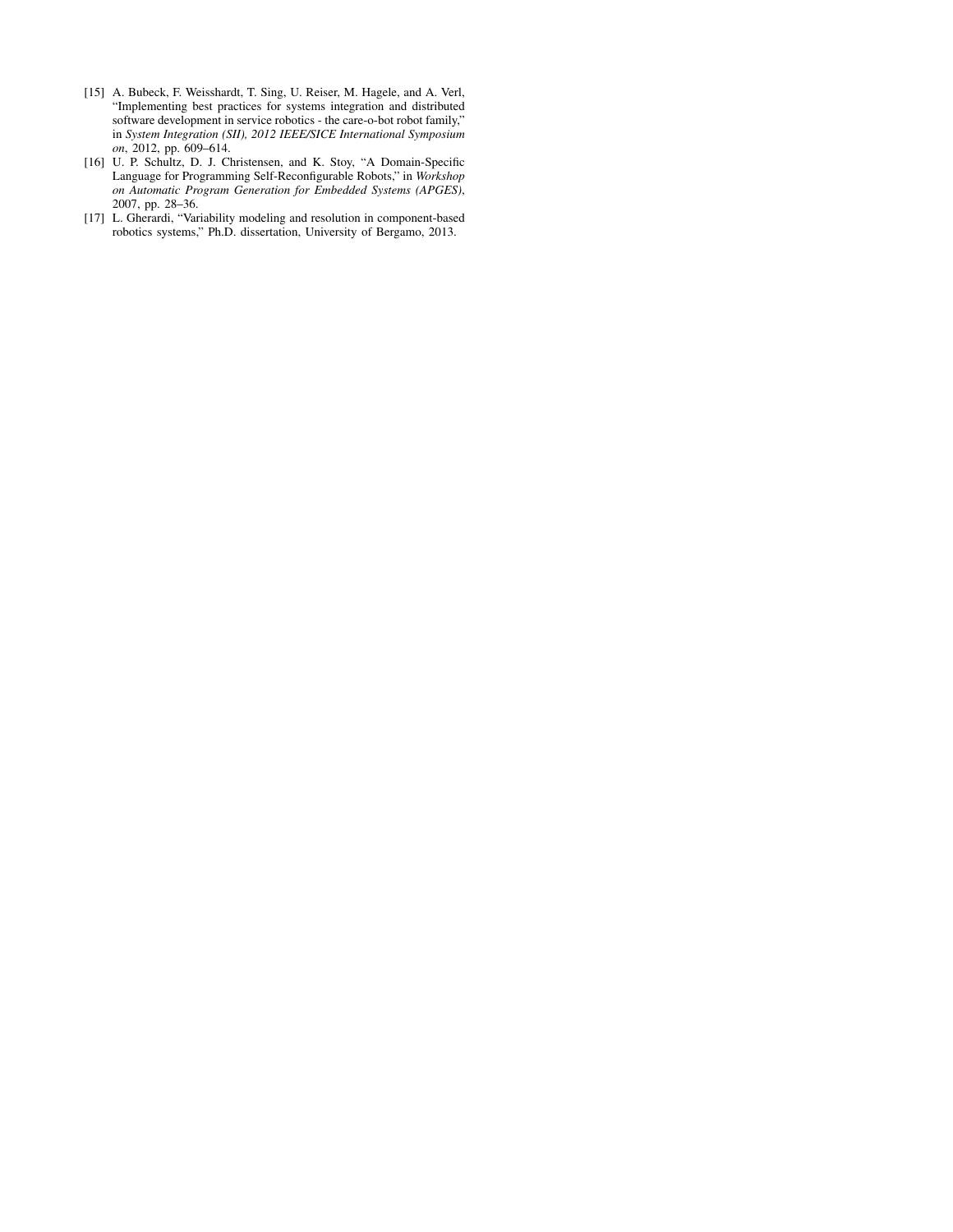[15] A. Bubeck, F. Weisshardt, T. Sing, U. Reiser, M. Hagele, and A. Verl, "Implementing best practices for systems integration and distributed software development in service robotics - the care-o-bot robot family," in *System Integration (SII), 2012 IEEE/SICE International Symposium on*, 2012, pp. 609–614.

[16] U. P. Schultz, D. J. Christensen, and K. Stoy, "A Domain-Specific Language for Programming Self-Reconfigurable Robots," in *Workshop on Automatic Program Generation for Embedded Systems (APGES)*, 2007, pp. 28–36.

[17] L. Gherardi, "Variability modeling and resolution in component-based robotics systems," Ph.D. dissertation, University of Bergamo, 2013.